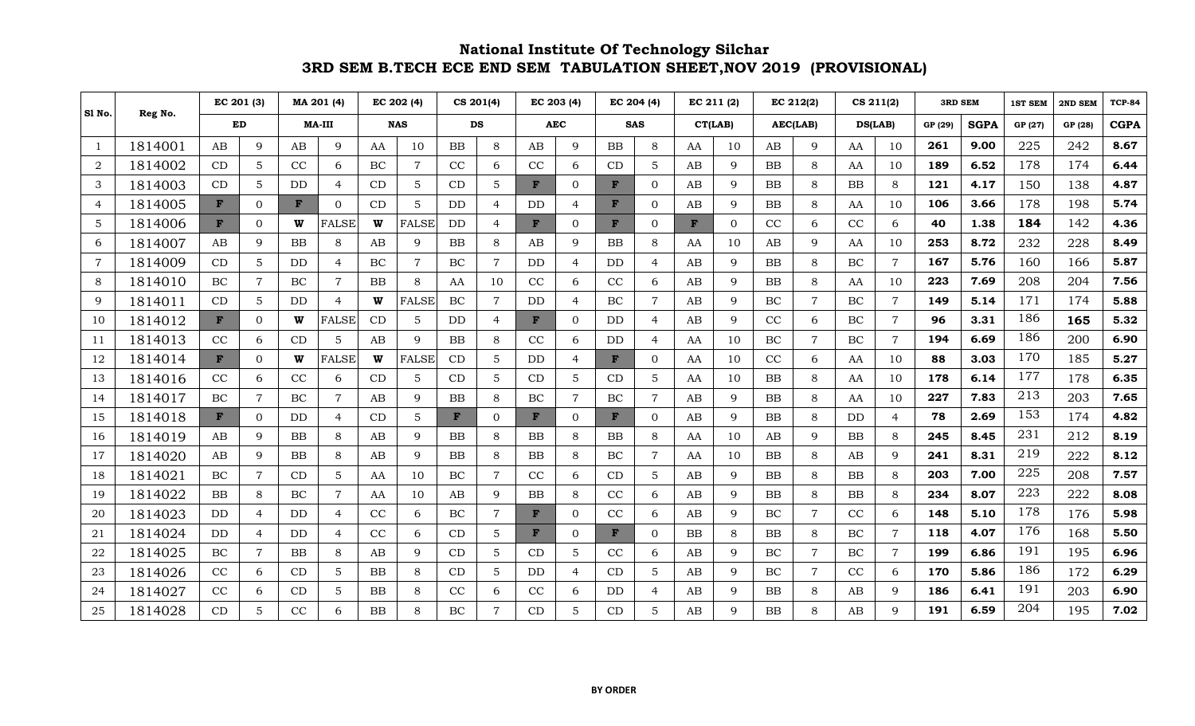# National Institute Of Technology Silchar

## 3RD SEM B.TECH ECE END SEM TABULATION SHEET,NOV 2019 (PROVISIONAL)

| Sl No. | Reg No. | EC 201 (3) | | MA 201 (4) | | EC 202 (4) | | CS 201(4) | | EC 203 (4) | | EC 204 (4) | | EC 211 (2) | | EC 212(2) | | CS 211(2) | | 3RD SEM | | 1ST SEM | 2ND SEM | TCP-84 |
|---|---|---|---|---|---|---|---|---|---|---|---|---|---|---|---|---|---|---|---|---|---|---|---|---|
| | | ED | | MA-III | | NAS | | DS | | AEC | | SAS | | CT(LAB) | | AEC(LAB) | | DS(LAB) | | GP (29) | SGPA | GP (27) | GP (28) | CGPA |
| 1 | 1814001 | AB | 9 | AB | 9 | AA | 10 | BB | 8 | AB | 9 | BB | 8 | AA | 10 | AB | 9 | AA | 10 | 261 | 9.00 | 225 | 242 | 8.67 |
| 2 | 1814002 | CD | 5 | CC | 6 | BC | 7 | CC | 6 | CC | 6 | CD | 5 | AB | 9 | BB | 8 | AA | 10 | 189 | 6.52 | 178 | 174 | 6.44 |
| 3 | 1814003 | CD | 5 | DD | 4 | CD | 5 | CD | 5 | F | 0 | F | 0 | AB | 9 | BB | 8 | BB | 8 | 121 | 4.17 | 150 | 138 | 4.87 |
| 4 | 1814005 | F | 0 | F | 0 | CD | 5 | DD | 4 | DD | 4 | F | 0 | AB | 9 | BB | 8 | AA | 10 | 106 | 3.66 | 178 | 198 | 5.74 |
| 5 | 1814006 | F | 0 | W | FALSE | W | FALSE | DD | 4 | F | 0 | F | 0 | F | 0 | CC | 6 | CC | 6 | 40 | 1.38 | 184 | 142 | 4.36 |
| 6 | 1814007 | AB | 9 | BB | 8 | AB | 9 | BB | 8 | AB | 9 | BB | 8 | AA | 10 | AB | 9 | AA | 10 | 253 | 8.72 | 232 | 228 | 8.49 |
| 7 | 1814009 | CD | 5 | DD | 4 | BC | 7 | BC | 7 | DD | 4 | DD | 4 | AB | 9 | BB | 8 | BC | 7 | 167 | 5.76 | 160 | 166 | 5.87 |
| 8 | 1814010 | BC | 7 | BC | 7 | BB | 8 | AA | 10 | CC | 6 | CC | 6 | AB | 9 | BB | 8 | AA | 10 | 223 | 7.69 | 208 | 204 | 7.56 |
| 9 | 1814011 | CD | 5 | DD | 4 | W | FALSE | BC | 7 | DD | 4 | BC | 7 | AB | 9 | BC | 7 | BC | 7 | 149 | 5.14 | 171 | 174 | 5.88 |
| 10 | 1814012 | F | 0 | W | FALSE | CD | 5 | DD | 4 | F | 0 | DD | 4 | AB | 9 | CC | 6 | BC | 7 | 96 | 3.31 | 186 | 165 | 5.32 |
| 11 | 1814013 | CC | 6 | CD | 5 | AB | 9 | BB | 8 | CC | 6 | DD | 4 | AA | 10 | BC | 7 | BC | 7 | 194 | 6.69 | 186 | 200 | 6.90 |
| 12 | 1814014 | F | 0 | W | FALSE | W | FALSE | CD | 5 | DD | 4 | F | 0 | AA | 10 | CC | 6 | AA | 10 | 88 | 3.03 | 170 | 185 | 5.27 |
| 13 | 1814016 | CC | 6 | CC | 6 | CD | 5 | CD | 5 | CD | 5 | CD | 5 | AA | 10 | BB | 8 | AA | 10 | 178 | 6.14 | 177 | 178 | 6.35 |
| 14 | 1814017 | BC | 7 | BC | 7 | AB | 9 | BB | 8 | BC | 7 | BC | 7 | AB | 9 | BB | 8 | AA | 10 | 227 | 7.83 | 213 | 203 | 7.65 |
| 15 | 1814018 | F | 0 | DD | 4 | CD | 5 | F | 0 | F | 0 | F | 0 | AB | 9 | BB | 8 | DD | 4 | 78 | 2.69 | 153 | 174 | 4.82 |
| 16 | 1814019 | AB | 9 | BB | 8 | AB | 9 | BB | 8 | BB | 8 | BB | 8 | AA | 10 | AB | 9 | BB | 8 | 245 | 8.45 | 231 | 212 | 8.19 |
| 17 | 1814020 | AB | 9 | BB | 8 | AB | 9 | BB | 8 | BB | 8 | BC | 7 | AA | 10 | BB | 8 | AB | 9 | 241 | 8.31 | 219 | 222 | 8.12 |
| 18 | 1814021 | BC | 7 | CD | 5 | AA | 10 | BC | 7 | CC | 6 | CD | 5 | AB | 9 | BB | 8 | BB | 8 | 203 | 7.00 | 225 | 208 | 7.57 |
| 19 | 1814022 | BB | 8 | BC | 7 | AA | 10 | AB | 9 | BB | 8 | CC | 6 | AB | 9 | BB | 8 | BB | 8 | 234 | 8.07 | 223 | 222 | 8.08 |
| 20 | 1814023 | DD | 4 | DD | 4 | CC | 6 | BC | 7 | F | 0 | CC | 6 | AB | 9 | BC | 7 | CC | 6 | 148 | 5.10 | 178 | 176 | 5.98 |
| 21 | 1814024 | DD | 4 | DD | 4 | CC | 6 | CD | 5 | F | 0 | F | 0 | BB | 8 | BB | 8 | BC | 7 | 118 | 4.07 | 176 | 168 | 5.50 |
| 22 | 1814025 | BC | 7 | BB | 8 | AB | 9 | CD | 5 | CD | 5 | CC | 6 | AB | 9 | BC | 7 | BC | 7 | 199 | 6.86 | 191 | 195 | 6.96 |
| 23 | 1814026 | CC | 6 | CD | 5 | BB | 8 | CD | 5 | DD | 4 | CD | 5 | AB | 9 | BC | 7 | CC | 6 | 170 | 5.86 | 186 | 172 | 6.29 |
| 24 | 1814027 | CC | 6 | CD | 5 | BB | 8 | CC | 6 | CC | 6 | DD | 4 | AB | 9 | BB | 8 | AB | 9 | 186 | 6.41 | 191 | 203 | 6.90 |
| 25 | 1814028 | CD | 5 | CC | 6 | BB | 8 | BC | 7 | CD | 5 | CD | 5 | AB | 9 | BB | 8 | AB | 9 | 191 | 6.59 | 204 | 195 | 7.02 |

BY ORDER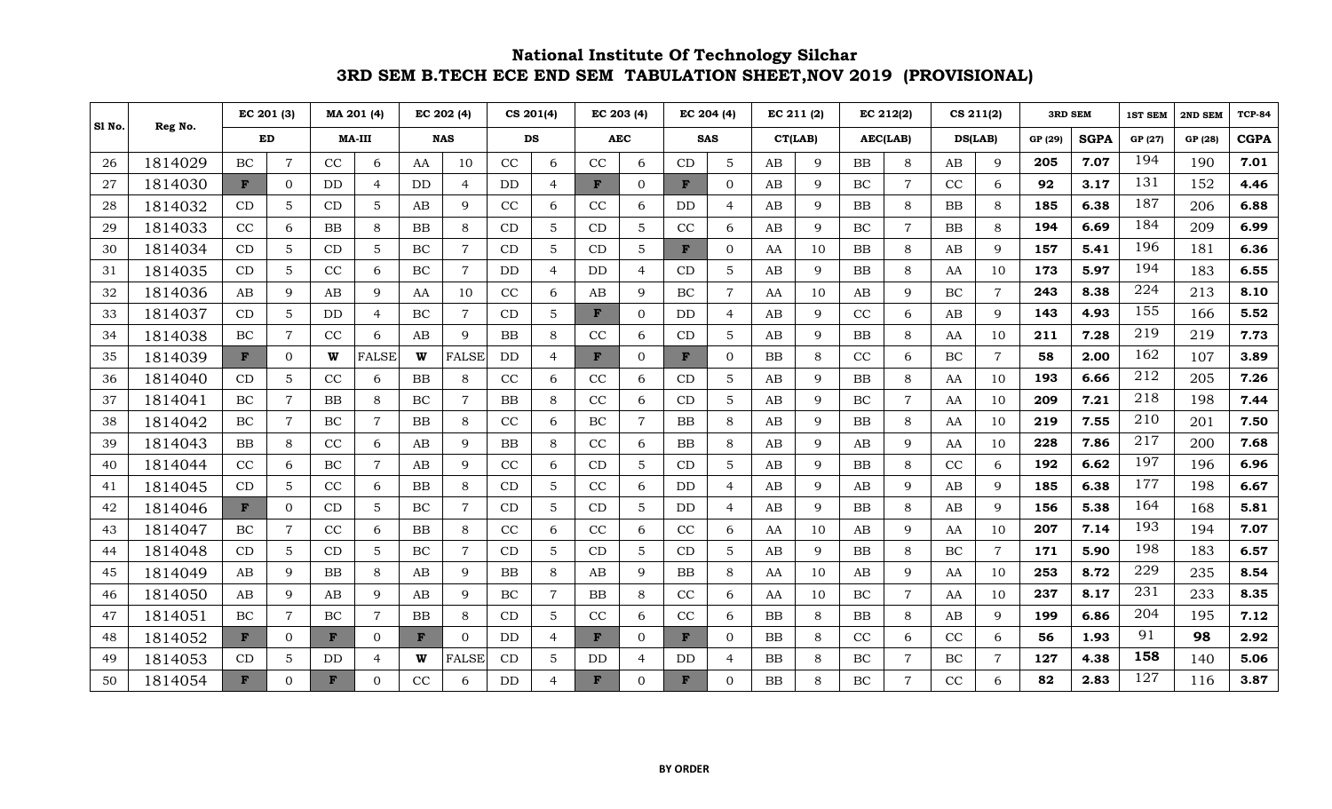# National Institute Of Technology Silchar

## 3RD SEM B.TECH ECE END SEM TABULATION SHEET,NOV 2019 (PROVISIONAL)

| Sl No. | Reg No. | EC 201 (3) | | MA 201 (4) | | EC 202 (4) | | CS 201(4) | | EC 203 (4) | | EC 204 (4) | | EC 211 (2) | | EC 212(2) | | CS 211(2) | | 3RD SEM | | 1ST SEM | 2ND SEM | TCP-84 |
|---|---|---|---|---|---|---|---|---|---|---|---|---|---|---|---|---|---|---|---|---|---|---|---|---|
| | | ED | | MA-III | | NAS | | DS | | AEC | | SAS | | CT(LAB) | | AEC(LAB) | | DS(LAB) | | GP (29) | SGPA | GP (27) | GP (28) | CGPA |
| 26 | 1814029 | BC | 7 | CC | 6 | AA | 10 | CC | 6 | CC | 6 | CD | 5 | AB | 9 | BB | 8 | AB | 9 | 205 | 7.07 | 194 | 190 | 7.01 |
| 27 | 1814030 | F | 0 | DD | 4 | DD | 4 | DD | 4 | F | 0 | F | 0 | AB | 9 | BC | 7 | CC | 6 | 92 | 3.17 | 131 | 152 | 4.46 |
| 28 | 1814032 | CD | 5 | CD | 5 | AB | 9 | CC | 6 | CC | 6 | DD | 4 | AB | 9 | BB | 8 | BB | 8 | 185 | 6.38 | 187 | 206 | 6.88 |
| 29 | 1814033 | CC | 6 | BB | 8 | BB | 8 | CD | 5 | CD | 5 | CC | 6 | AB | 9 | BC | 7 | BB | 8 | 194 | 6.69 | 184 | 209 | 6.99 |
| 30 | 1814034 | CD | 5 | CD | 5 | BC | 7 | CD | 5 | CD | 5 | F | 0 | AA | 10 | BB | 8 | AB | 9 | 157 | 5.41 | 196 | 181 | 6.36 |
| 31 | 1814035 | CD | 5 | CC | 6 | BC | 7 | DD | 4 | DD | 4 | CD | 5 | AB | 9 | BB | 8 | AA | 10 | 173 | 5.97 | 194 | 183 | 6.55 |
| 32 | 1814036 | AB | 9 | AB | 9 | AA | 10 | CC | 6 | AB | 9 | BC | 7 | AA | 10 | AB | 9 | BC | 7 | 243 | 8.38 | 224 | 213 | 8.10 |
| 33 | 1814037 | CD | 5 | DD | 4 | BC | 7 | CD | 5 | F | 0 | DD | 4 | AB | 9 | CC | 6 | AB | 9 | 143 | 4.93 | 155 | 166 | 5.52 |
| 34 | 1814038 | BC | 7 | CC | 6 | AB | 9 | BB | 8 | CC | 6 | CD | 5 | AB | 9 | BB | 8 | AA | 10 | 211 | 7.28 | 219 | 219 | 7.73 |
| 35 | 1814039 | F | 0 | W | FALSE | W | FALSE | DD | 4 | F | 0 | F | 0 | BB | 8 | CC | 6 | BC | 7 | 58 | 2.00 | 162 | 107 | 3.89 |
| 36 | 1814040 | CD | 5 | CC | 6 | BB | 8 | CC | 6 | CC | 6 | CD | 5 | AB | 9 | BB | 8 | AA | 10 | 193 | 6.66 | 212 | 205 | 7.26 |
| 37 | 1814041 | BC | 7 | BB | 8 | BC | 7 | BB | 8 | CC | 6 | CD | 5 | AB | 9 | BC | 7 | AA | 10 | 209 | 7.21 | 218 | 198 | 7.44 |
| 38 | 1814042 | BC | 7 | BC | 7 | BB | 8 | CC | 6 | BC | 7 | BB | 8 | AB | 9 | BB | 8 | AA | 10 | 219 | 7.55 | 210 | 201 | 7.50 |
| 39 | 1814043 | BB | 8 | CC | 6 | AB | 9 | BB | 8 | CC | 6 | BB | 8 | AB | 9 | AB | 9 | AA | 10 | 228 | 7.86 | 217 | 200 | 7.68 |
| 40 | 1814044 | CC | 6 | BC | 7 | AB | 9 | CC | 6 | CD | 5 | CD | 5 | AB | 9 | BB | 8 | CC | 6 | 192 | 6.62 | 197 | 196 | 6.96 |
| 41 | 1814045 | CD | 5 | CC | 6 | BB | 8 | CD | 5 | CC | 6 | DD | 4 | AB | 9 | AB | 9 | AB | 9 | 185 | 6.38 | 177 | 198 | 6.67 |
| 42 | 1814046 | F | 0 | CD | 5 | BC | 7 | CD | 5 | CD | 5 | DD | 4 | AB | 9 | BB | 8 | AB | 9 | 156 | 5.38 | 164 | 168 | 5.81 |
| 43 | 1814047 | BC | 7 | CC | 6 | BB | 8 | CC | 6 | CC | 6 | CC | 6 | AA | 10 | AB | 9 | AA | 10 | 207 | 7.14 | 193 | 194 | 7.07 |
| 44 | 1814048 | CD | 5 | CD | 5 | BC | 7 | CD | 5 | CD | 5 | CD | 5 | AB | 9 | BB | 8 | BC | 7 | 171 | 5.90 | 198 | 183 | 6.57 |
| 45 | 1814049 | AB | 9 | BB | 8 | AB | 9 | BB | 8 | AB | 9 | BB | 8 | AA | 10 | AB | 9 | AA | 10 | 253 | 8.72 | 229 | 235 | 8.54 |
| 46 | 1814050 | AB | 9 | AB | 9 | AB | 9 | BC | 7 | BB | 8 | CC | 6 | AA | 10 | BC | 7 | AA | 10 | 237 | 8.17 | 231 | 233 | 8.35 |
| 47 | 1814051 | BC | 7 | BC | 7 | BB | 8 | CD | 5 | CC | 6 | CC | 6 | BB | 8 | BB | 8 | AB | 9 | 199 | 6.86 | 204 | 195 | 7.12 |
| 48 | 1814052 | F | 0 | F | 0 | F | 0 | DD | 4 | F | 0 | F | 0 | BB | 8 | CC | 6 | CC | 6 | 56 | 1.93 | 91 | 98 | 2.92 |
| 49 | 1814053 | CD | 5 | DD | 4 | W | FALSE | CD | 5 | DD | 4 | DD | 4 | BB | 8 | BC | 7 | BC | 7 | 127 | 4.38 | 158 | 140 | 5.06 |
| 50 | 1814054 | F | 0 | F | 0 | CC | 6 | DD | 4 | F | 0 | F | 0 | BB | 8 | BC | 7 | CC | 6 | 82 | 2.83 | 127 | 116 | 3.87 |

BY ORDER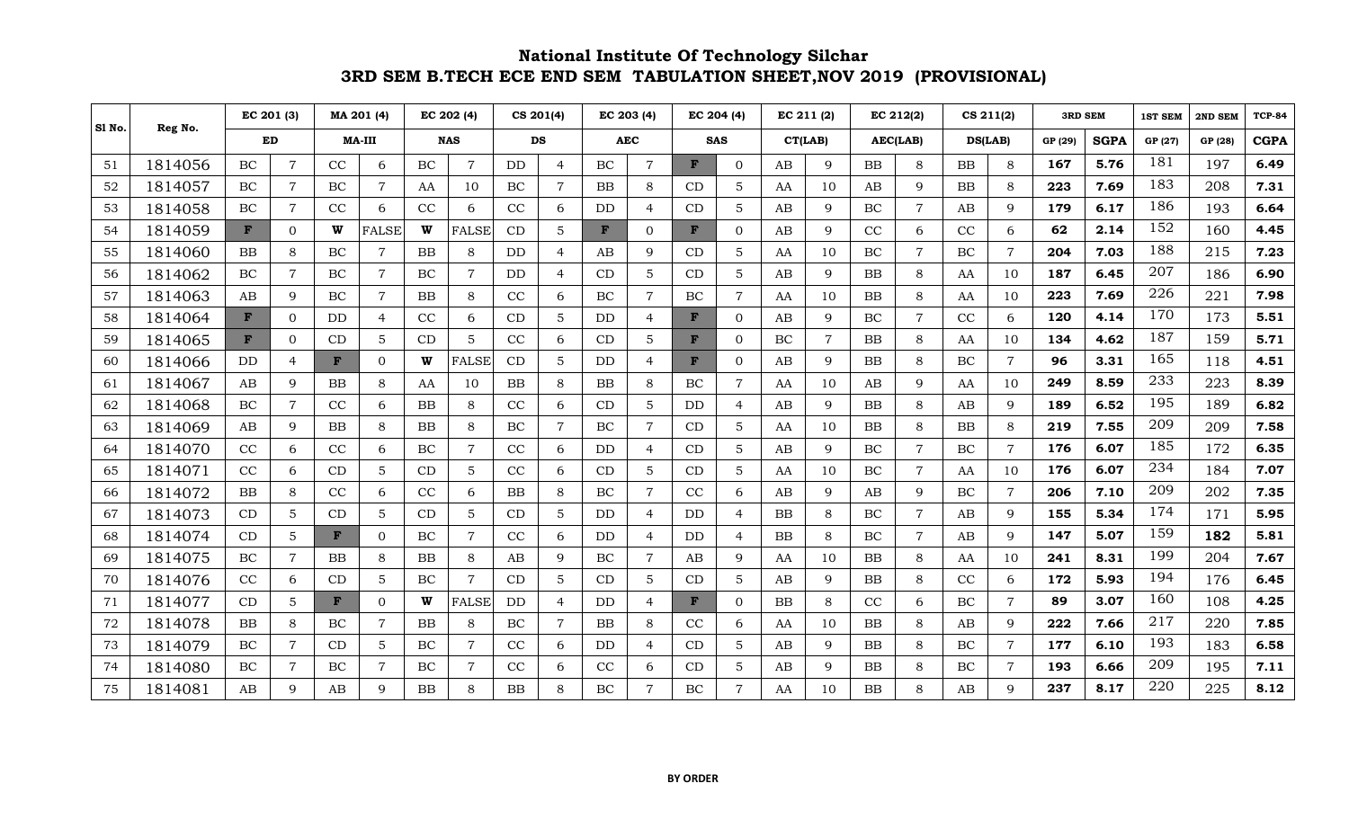# National Institute Of Technology Silchar

## 3RD SEM B.TECH ECE END SEM TABULATION SHEET,NOV 2019 (PROVISIONAL)

| Sl No. | Reg No. | EC 201 (3) | | MA 201 (4) | | EC 202 (4) | | CS 201(4) | | EC 203 (4) | | EC 204 (4) | | EC 211 (2) | | EC 212(2) | | CS 211(2) | | 3RD SEM | | 1ST SEM | 2ND SEM | TCP-84 |
|---|---|---|---|---|---|---|---|---|---|---|---|---|---|---|---|---|---|---|---|---|---|---|---|---|
| | | ED | | MA-III | | NAS | | DS | | AEC | | SAS | | CT(LAB) | | AEC(LAB) | | DS(LAB) | | GP (29) | SGPA | GP (27) | GP (28) | CGPA |
| 51 | 1814056 | BC | 7 | CC | 6 | BC | 7 | DD | 4 | BC | 7 | F | 0 | AB | 9 | BB | 8 | BB | 8 | 167 | 5.76 | 181 | 197 | 6.49 |
| 52 | 1814057 | BC | 7 | BC | 7 | AA | 10 | BC | 7 | BB | 8 | CD | 5 | AA | 10 | AB | 9 | BB | 8 | 223 | 7.69 | 183 | 208 | 7.31 |
| 53 | 1814058 | BC | 7 | CC | 6 | CC | 6 | CC | 6 | DD | 4 | CD | 5 | AB | 9 | BC | 7 | AB | 9 | 179 | 6.17 | 186 | 193 | 6.64 |
| 54 | 1814059 | F | 0 | W | FALSE | W | FALSE | CD | 5 | F | 0 | F | 0 | AB | 9 | CC | 6 | CC | 6 | 62 | 2.14 | 152 | 160 | 4.45 |
| 55 | 1814060 | BB | 8 | BC | 7 | BB | 8 | DD | 4 | AB | 9 | CD | 5 | AA | 10 | BC | 7 | BC | 7 | 204 | 7.03 | 188 | 215 | 7.23 |
| 56 | 1814062 | BC | 7 | BC | 7 | BC | 7 | DD | 4 | CD | 5 | CD | 5 | AB | 9 | BB | 8 | AA | 10 | 187 | 6.45 | 207 | 186 | 6.90 |
| 57 | 1814063 | AB | 9 | BC | 7 | BB | 8 | CC | 6 | BC | 7 | BC | 7 | AA | 10 | BB | 8 | AA | 10 | 223 | 7.69 | 226 | 221 | 7.98 |
| 58 | 1814064 | F | 0 | DD | 4 | CC | 6 | CD | 5 | DD | 4 | F | 0 | AB | 9 | BC | 7 | CC | 6 | 120 | 4.14 | 170 | 173 | 5.51 |
| 59 | 1814065 | F | 0 | CD | 5 | CD | 5 | CC | 6 | CD | 5 | F | 0 | BC | 7 | BB | 8 | AA | 10 | 134 | 4.62 | 187 | 159 | 5.71 |
| 60 | 1814066 | DD | 4 | F | 0 | W | FALSE | CD | 5 | DD | 4 | F | 0 | AB | 9 | BB | 8 | BC | 7 | 96 | 3.31 | 165 | 118 | 4.51 |
| 61 | 1814067 | AB | 9 | BB | 8 | AA | 10 | BB | 8 | BB | 8 | BC | 7 | AA | 10 | AB | 9 | AA | 10 | 249 | 8.59 | 233 | 223 | 8.39 |
| 62 | 1814068 | BC | 7 | CC | 6 | BB | 8 | CC | 6 | CD | 5 | DD | 4 | AB | 9 | BB | 8 | AB | 9 | 189 | 6.52 | 195 | 189 | 6.82 |
| 63 | 1814069 | AB | 9 | BB | 8 | BB | 8 | BC | 7 | BC | 7 | CD | 5 | AA | 10 | BB | 8 | BB | 8 | 219 | 7.55 | 209 | 209 | 7.58 |
| 64 | 1814070 | CC | 6 | CC | 6 | BC | 7 | CC | 6 | DD | 4 | CD | 5 | AB | 9 | BC | 7 | BC | 7 | 176 | 6.07 | 185 | 172 | 6.35 |
| 65 | 1814071 | CC | 6 | CD | 5 | CD | 5 | CC | 6 | CD | 5 | CD | 5 | AA | 10 | BC | 7 | AA | 10 | 176 | 6.07 | 234 | 184 | 7.07 |
| 66 | 1814072 | BB | 8 | CC | 6 | CC | 6 | BB | 8 | BC | 7 | CC | 6 | AB | 9 | AB | 9 | BC | 7 | 206 | 7.10 | 209 | 202 | 7.35 |
| 67 | 1814073 | CD | 5 | CD | 5 | CD | 5 | CD | 5 | DD | 4 | DD | 4 | BB | 8 | BC | 7 | AB | 9 | 155 | 5.34 | 174 | 171 | 5.95 |
| 68 | 1814074 | CD | 5 | F | 0 | BC | 7 | CC | 6 | DD | 4 | DD | 4 | BB | 8 | BC | 7 | AB | 9 | 147 | 5.07 | 159 | 182 | 5.81 |
| 69 | 1814075 | BC | 7 | BB | 8 | BB | 8 | AB | 9 | BC | 7 | AB | 9 | AA | 10 | BB | 8 | AA | 10 | 241 | 8.31 | 199 | 204 | 7.67 |
| 70 | 1814076 | CC | 6 | CD | 5 | BC | 7 | CD | 5 | CD | 5 | CD | 5 | AB | 9 | BB | 8 | CC | 6 | 172 | 5.93 | 194 | 176 | 6.45 |
| 71 | 1814077 | CD | 5 | F | 0 | W | FALSE | DD | 4 | DD | 4 | F | 0 | BB | 8 | CC | 6 | BC | 7 | 89 | 3.07 | 160 | 108 | 4.25 |
| 72 | 1814078 | BB | 8 | BC | 7 | BB | 8 | BC | 7 | BB | 8 | CC | 6 | AA | 10 | BB | 8 | AB | 9 | 222 | 7.66 | 217 | 220 | 7.85 |
| 73 | 1814079 | BC | 7 | CD | 5 | BC | 7 | CC | 6 | DD | 4 | CD | 5 | AB | 9 | BB | 8 | BC | 7 | 177 | 6.10 | 193 | 183 | 6.58 |
| 74 | 1814080 | BC | 7 | BC | 7 | BC | 7 | CC | 6 | CC | 6 | CD | 5 | AB | 9 | BB | 8 | BC | 7 | 193 | 6.66 | 209 | 195 | 7.11 |
| 75 | 1814081 | AB | 9 | AB | 9 | BB | 8 | BB | 8 | BC | 7 | BC | 7 | AA | 10 | BB | 8 | AB | 9 | 237 | 8.17 | 220 | 225 | 8.12 |

BY ORDER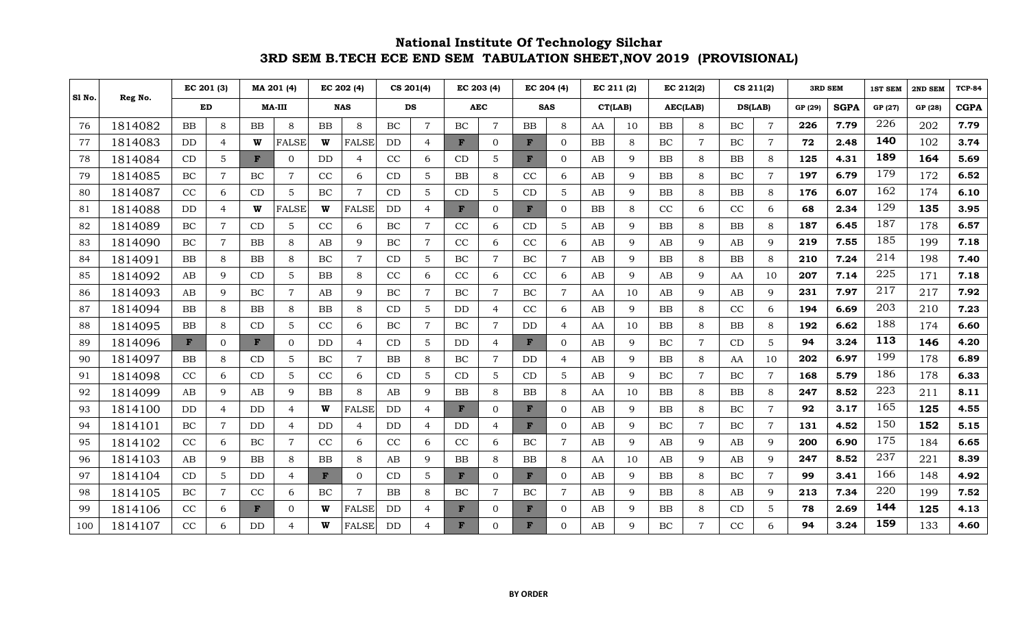# National Institute Of Technology Silchar

## 3RD SEM B.TECH ECE END SEM TABULATION SHEET,NOV 2019 (PROVISIONAL)

| Sl No. | Reg No. | EC 201 (3) | | MA 201 (4) | | EC 202 (4) | | CS 201(4) | | EC 203 (4) | | EC 204 (4) | | EC 211 (2) | | EC 212(2) | | CS 211(2) | | 3RD SEM | | 1ST SEM | 2ND SEM | TCP-84 |
|---|---|---|---|---|---|---|---|---|---|---|---|---|---|---|---|---|---|---|---|---|---|---|---|---|
| | | ED | | MA-III | | NAS | | DS | | AEC | | SAS | | CT(LAB) | | AEC(LAB) | | DS(LAB) | | GP (29) | SGPA | GP (27) | GP (28) | CGPA |
| 76 | 1814082 | BB | 8 | BB | 8 | BB | 8 | BC | 7 | BC | 7 | BB | 8 | AA | 10 | BB | 8 | BC | 7 | 226 | 7.79 | 226 | 202 | 7.79 |
| 77 | 1814083 | DD | 4 | W | FALSE | W | FALSE | DD | 4 | F | 0 | F | 0 | BB | 8 | BC | 7 | BC | 7 | 72 | 2.48 | 140 | 102 | 3.74 |
| 78 | 1814084 | CD | 5 | F | 0 | DD | 4 | CC | 6 | CD | 5 | F | 0 | AB | 9 | BB | 8 | BB | 8 | 125 | 4.31 | 189 | 164 | 5.69 |
| 79 | 1814085 | BC | 7 | BC | 7 | CC | 6 | CD | 5 | BB | 8 | CC | 6 | AB | 9 | BB | 8 | BC | 7 | 197 | 6.79 | 179 | 172 | 6.52 |
| 80 | 1814087 | CC | 6 | CD | 5 | BC | 7 | CD | 5 | CD | 5 | CD | 5 | AB | 9 | BB | 8 | BB | 8 | 176 | 6.07 | 162 | 174 | 6.10 |
| 81 | 1814088 | DD | 4 | W | FALSE | W | FALSE | DD | 4 | F | 0 | F | 0 | BB | 8 | CC | 6 | CC | 6 | 68 | 2.34 | 129 | 135 | 3.95 |
| 82 | 1814089 | BC | 7 | CD | 5 | CC | 6 | BC | 7 | CC | 6 | CD | 5 | AB | 9 | BB | 8 | BB | 8 | 187 | 6.45 | 187 | 178 | 6.57 |
| 83 | 1814090 | BC | 7 | BB | 8 | AB | 9 | BC | 7 | CC | 6 | CC | 6 | AB | 9 | AB | 9 | AB | 9 | 219 | 7.55 | 185 | 199 | 7.18 |
| 84 | 1814091 | BB | 8 | BB | 8 | BC | 7 | CD | 5 | BC | 7 | BC | 7 | AB | 9 | BB | 8 | BB | 8 | 210 | 7.24 | 214 | 198 | 7.40 |
| 85 | 1814092 | AB | 9 | CD | 5 | BB | 8 | CC | 6 | CC | 6 | CC | 6 | AB | 9 | AB | 9 | AA | 10 | 207 | 7.14 | 225 | 171 | 7.18 |
| 86 | 1814093 | AB | 9 | BC | 7 | AB | 9 | BC | 7 | BC | 7 | BC | 7 | AA | 10 | AB | 9 | AB | 9 | 231 | 7.97 | 217 | 217 | 7.92 |
| 87 | 1814094 | BB | 8 | BB | 8 | BB | 8 | CD | 5 | DD | 4 | CC | 6 | AB | 9 | BB | 8 | CC | 6 | 194 | 6.69 | 203 | 210 | 7.23 |
| 88 | 1814095 | BB | 8 | CD | 5 | CC | 6 | BC | 7 | BC | 7 | DD | 4 | AA | 10 | BB | 8 | BB | 8 | 192 | 6.62 | 188 | 174 | 6.60 |
| 89 | 1814096 | F | 0 | F | 0 | DD | 4 | CD | 5 | DD | 4 | F | 0 | AB | 9 | BC | 7 | CD | 5 | 94 | 3.24 | 113 | 146 | 4.20 |
| 90 | 1814097 | BB | 8 | CD | 5 | BC | 7 | BB | 8 | BC | 7 | DD | 4 | AB | 9 | BB | 8 | AA | 10 | 202 | 6.97 | 199 | 178 | 6.89 |
| 91 | 1814098 | CC | 6 | CD | 5 | CC | 6 | CD | 5 | CD | 5 | CD | 5 | AB | 9 | BC | 7 | BC | 7 | 168 | 5.79 | 186 | 178 | 6.33 |
| 92 | 1814099 | AB | 9 | AB | 9 | BB | 8 | AB | 9 | BB | 8 | BB | 8 | AA | 10 | BB | 8 | BB | 8 | 247 | 8.52 | 223 | 211 | 8.11 |
| 93 | 1814100 | DD | 4 | DD | 4 | W | FALSE | DD | 4 | F | 0 | F | 0 | AB | 9 | BB | 8 | BC | 7 | 92 | 3.17 | 165 | 125 | 4.55 |
| 94 | 1814101 | BC | 7 | DD | 4 | DD | 4 | DD | 4 | DD | 4 | F | 0 | AB | 9 | BC | 7 | BC | 7 | 131 | 4.52 | 150 | 152 | 5.15 |
| 95 | 1814102 | CC | 6 | BC | 7 | CC | 6 | CC | 6 | CC | 6 | BC | 7 | AB | 9 | AB | 9 | AB | 9 | 200 | 6.90 | 175 | 184 | 6.65 |
| 96 | 1814103 | AB | 9 | BB | 8 | BB | 8 | AB | 9 | BB | 8 | BB | 8 | AA | 10 | AB | 9 | AB | 9 | 247 | 8.52 | 237 | 221 | 8.39 |
| 97 | 1814104 | CD | 5 | DD | 4 | F | 0 | CD | 5 | F | 0 | F | 0 | AB | 9 | BB | 8 | BC | 7 | 99 | 3.41 | 166 | 148 | 4.92 |
| 98 | 1814105 | BC | 7 | CC | 6 | BC | 7 | BB | 8 | BC | 7 | BC | 7 | AB | 9 | BB | 8 | AB | 9 | 213 | 7.34 | 220 | 199 | 7.52 |
| 99 | 1814106 | CC | 6 | F | 0 | W | FALSE | DD | 4 | F | 0 | F | 0 | AB | 9 | BB | 8 | CD | 5 | 78 | 2.69 | 144 | 125 | 4.13 |
| 100 | 1814107 | CC | 6 | DD | 4 | W | FALSE | DD | 4 | F | 0 | F | 0 | AB | 9 | BC | 7 | CC | 6 | 94 | 3.24 | 159 | 133 | 4.60 |

**BY ORDER**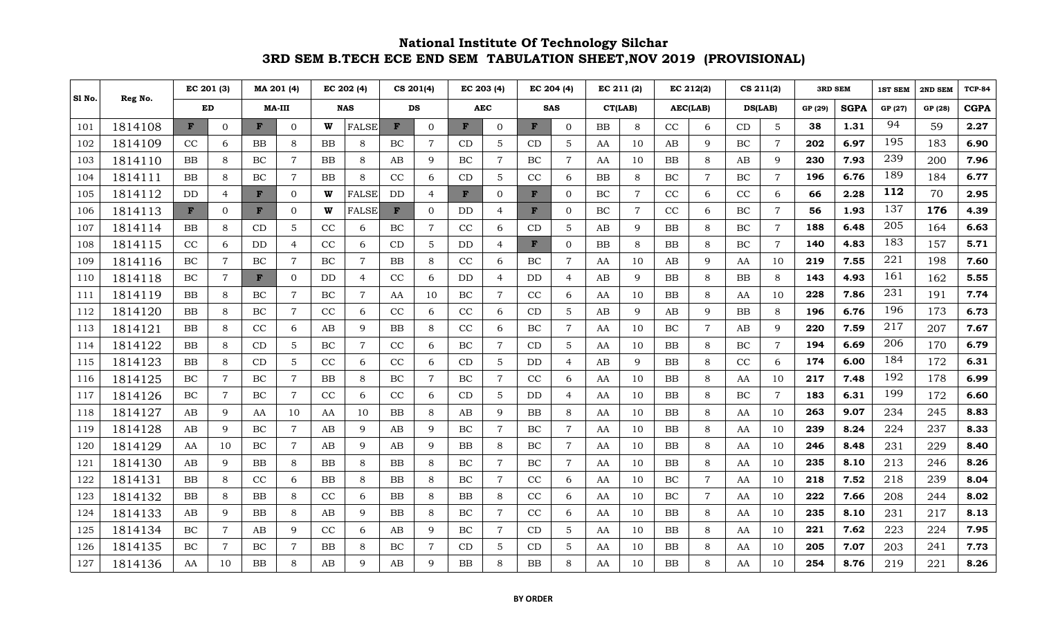# National Institute Of Technology Silchar

## 3RD SEM B.TECH ECE END SEM TABULATION SHEET,NOV 2019 (PROVISIONAL)

| Sl No. | Reg No. | EC 201 (3) | | MA 201 (4) | | EC 202 (4) | | CS 201(4) | | EC 203 (4) | | EC 204 (4) | | EC 211 (2) | | EC 212(2) | | CS 211(2) | | 3RD SEM | | 1ST SEM | 2ND SEM | TCP-84 |
|---|---|---|---|---|---|---|---|---|---|---|---|---|---|---|---|---|---|---|---|---|---|---|---|---|
| | | ED | | MA-III | | NAS | | DS | | AEC | | SAS | | CT(LAB) | | AEC(LAB) | | DS(LAB) | | GP (29) | SGPA | GP (27) | GP (28) | CGPA |
| 101 | 1814108 | F | 0 | F | 0 | W | FALSE | F | 0 | F | 0 | F | 0 | BB | 8 | CC | 6 | CD | 5 | 38 | 1.31 | 94 | 59 | 2.27 |
| 102 | 1814109 | CC | 6 | BB | 8 | BB | 8 | BC | 7 | CD | 5 | CD | 5 | AA | 10 | AB | 9 | BC | 7 | 202 | 6.97 | 195 | 183 | 6.90 |
| 103 | 1814110 | BB | 8 | BC | 7 | BB | 8 | AB | 9 | BC | 7 | BC | 7 | AA | 10 | BB | 8 | AB | 9 | 230 | 7.93 | 239 | 200 | 7.96 |
| 104 | 1814111 | BB | 8 | BC | 7 | BB | 8 | CC | 6 | CD | 5 | CC | 6 | BB | 8 | BC | 7 | BC | 7 | 196 | 6.76 | 189 | 184 | 6.77 |
| 105 | 1814112 | DD | 4 | F | 0 | W | FALSE | DD | 4 | F | 0 | F | 0 | BC | 7 | CC | 6 | CC | 6 | 66 | 2.28 | 112 | 70 | 2.95 |
| 106 | 1814113 | F | 0 | F | 0 | W | FALSE | F | 0 | DD | 4 | F | 0 | BC | 7 | CC | 6 | BC | 7 | 56 | 1.93 | 137 | 176 | 4.39 |
| 107 | 1814114 | BB | 8 | CD | 5 | CC | 6 | BC | 7 | CC | 6 | CD | 5 | AB | 9 | BB | 8 | BC | 7 | 188 | 6.48 | 205 | 164 | 6.63 |
| 108 | 1814115 | CC | 6 | DD | 4 | CC | 6 | CD | 5 | DD | 4 | F | 0 | BB | 8 | BB | 8 | BC | 7 | 140 | 4.83 | 183 | 157 | 5.71 |
| 109 | 1814116 | BC | 7 | BC | 7 | BC | 7 | BB | 8 | CC | 6 | BC | 7 | AA | 10 | AB | 9 | AA | 10 | 219 | 7.55 | 221 | 198 | 7.60 |
| 110 | 1814118 | BC | 7 | F | 0 | DD | 4 | CC | 6 | DD | 4 | DD | 4 | AB | 9 | BB | 8 | BB | 8 | 143 | 4.93 | 161 | 162 | 5.55 |
| 111 | 1814119 | BB | 8 | BC | 7 | BC | 7 | AA | 10 | BC | 7 | CC | 6 | AA | 10 | BB | 8 | AA | 10 | 228 | 7.86 | 231 | 191 | 7.74 |
| 112 | 1814120 | BB | 8 | BC | 7 | CC | 6 | CC | 6 | CC | 6 | CD | 5 | AB | 9 | AB | 9 | BB | 8 | 196 | 6.76 | 196 | 173 | 6.73 |
| 113 | 1814121 | BB | 8 | CC | 6 | AB | 9 | BB | 8 | CC | 6 | BC | 7 | AA | 10 | BC | 7 | AB | 9 | 220 | 7.59 | 217 | 207 | 7.67 |
| 114 | 1814122 | BB | 8 | CD | 5 | BC | 7 | CC | 6 | BC | 7 | CD | 5 | AA | 10 | BB | 8 | BC | 7 | 194 | 6.69 | 206 | 170 | 6.79 |
| 115 | 1814123 | BB | 8 | CD | 5 | CC | 6 | CC | 6 | CD | 5 | DD | 4 | AB | 9 | BB | 8 | CC | 6 | 174 | 6.00 | 184 | 172 | 6.31 |
| 116 | 1814125 | BC | 7 | BC | 7 | BB | 8 | BC | 7 | BC | 7 | CC | 6 | AA | 10 | BB | 8 | AA | 10 | 217 | 7.48 | 192 | 178 | 6.99 |
| 117 | 1814126 | BC | 7 | BC | 7 | CC | 6 | CC | 6 | CD | 5 | DD | 4 | AA | 10 | BB | 8 | BC | 7 | 183 | 6.31 | 199 | 172 | 6.60 |
| 118 | 1814127 | AB | 9 | AA | 10 | AA | 10 | BB | 8 | AB | 9 | BB | 8 | AA | 10 | BB | 8 | AA | 10 | 263 | 9.07 | 234 | 245 | 8.83 |
| 119 | 1814128 | AB | 9 | BC | 7 | AB | 9 | AB | 9 | BC | 7 | BC | 7 | AA | 10 | BB | 8 | AA | 10 | 239 | 8.24 | 224 | 237 | 8.33 |
| 120 | 1814129 | AA | 10 | BC | 7 | AB | 9 | AB | 9 | BB | 8 | BC | 7 | AA | 10 | BB | 8 | AA | 10 | 246 | 8.48 | 231 | 229 | 8.40 |
| 121 | 1814130 | AB | 9 | BB | 8 | BB | 8 | BB | 8 | BC | 7 | BC | 7 | AA | 10 | BB | 8 | AA | 10 | 235 | 8.10 | 213 | 246 | 8.26 |
| 122 | 1814131 | BB | 8 | CC | 6 | BB | 8 | BB | 8 | BC | 7 | CC | 6 | AA | 10 | BC | 7 | AA | 10 | 218 | 7.52 | 218 | 239 | 8.04 |
| 123 | 1814132 | BB | 8 | BB | 8 | CC | 6 | BB | 8 | BB | 8 | CC | 6 | AA | 10 | BC | 7 | AA | 10 | 222 | 7.66 | 208 | 244 | 8.02 |
| 124 | 1814133 | AB | 9 | BB | 8 | AB | 9 | BB | 8 | BC | 7 | CC | 6 | AA | 10 | BB | 8 | AA | 10 | 235 | 8.10 | 231 | 217 | 8.13 |
| 125 | 1814134 | BC | 7 | AB | 9 | CC | 6 | AB | 9 | BC | 7 | CD | 5 | AA | 10 | BB | 8 | AA | 10 | 221 | 7.62 | 223 | 224 | 7.95 |
| 126 | 1814135 | BC | 7 | BC | 7 | BB | 8 | BC | 7 | CD | 5 | CD | 5 | AA | 10 | BB | 8 | AA | 10 | 205 | 7.07 | 203 | 241 | 7.73 |
| 127 | 1814136 | AA | 10 | BB | 8 | AB | 9 | AB | 9 | BB | 8 | BB | 8 | AA | 10 | BB | 8 | AA | 10 | 254 | 8.76 | 219 | 221 | 8.26 |

**BY ORDER**